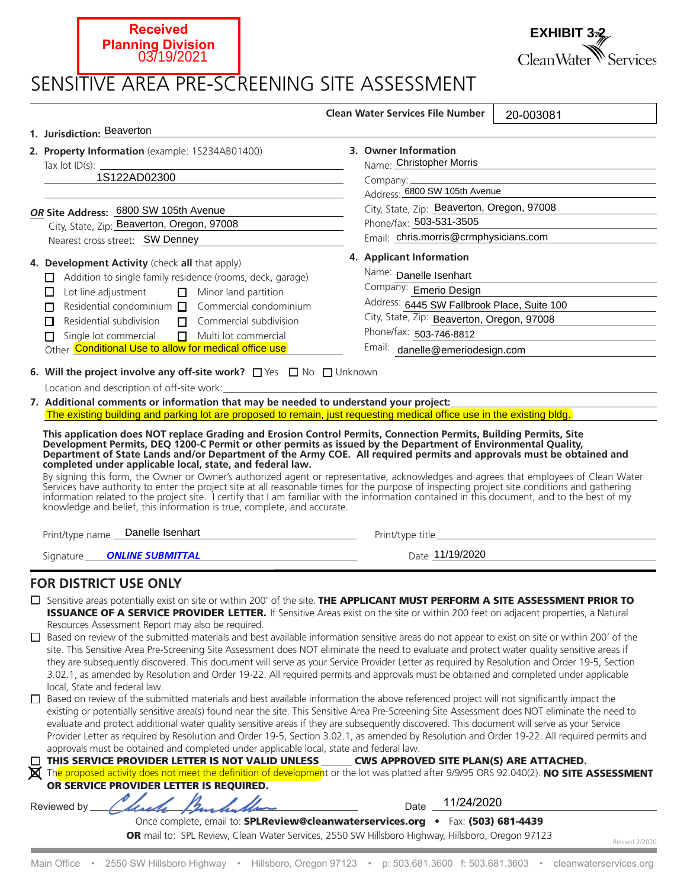Received
Planning Division
03/19/2021

**EXHIBIT 3.2**

Clean Water Services

# SENSITIVE AREA PRE-SCREENING SITE ASSESSMENT

**Clean Water Services File Number** 20-003081

**1. Jurisdiction:** Beaverton

**2. Property Information** (example: 1S234AB01400)
Tax lot ID(s): 1S122AD02300

***OR*** **Site Address:** 6800 SW 105th Avenue
City, State, Zip: Beaverton, Oregon, 97008
Nearest cross street: SW Denney

**3. Owner Information**
Name: Christopher Morris
Company:
Address: 6800 SW 105th Avenue
City, State, Zip: Beaverton, Oregon, 97008
Phone/fax: 503-531-3505
Email: chris.morris@crmphysicians.com

**4. Development Activity** (check **all** that apply)
- ☐ Addition to single family residence (rooms, deck, garage)
- ☐ Lot line adjustment
- ☐ Minor land partition
- ☐ Residential condominium
- ☐ Commercial condominium
- ☐ Residential subdivision
- ☐ Commercial subdivision
- ☐ Single lot commercial
- ☐ Multi lot commercial

Other Conditional Use to allow for medical office use

**4. Applicant Information**
Name: Danelle Isenhart
Company: Emerio Design
Address: 6445 SW Fallbrook Place, Suite 100
City, State, Zip: Beaverton, Oregon, 97008
Phone/fax: 503-746-8812
Email: danelle@emeriodesign.com

**6. Will the project involve any off-site work?** ☐ Yes ☐ No ☐ Unknown

Location and description of off-site work:

**7. Additional comments or information that may be needed to understand your project:**
The existing building and parking lot are proposed to remain, just requesting medical office use in the existing bldg.

**This application does NOT replace Grading and Erosion Control Permits, Connection Permits, Building Permits, Site Development Permits, DEQ 1200-C Permit or other permits as issued by the Department of Environmental Quality, Department of State Lands and/or Department of the Army COE. All required permits and approvals must be obtained and completed under applicable local, state, and federal law.**

By signing this form, the Owner or Owner's authorized agent or representative, acknowledges and agrees that employees of Clean Water Services have authority to enter the project site at all reasonable times for the purpose of inspecting project site conditions and gathering information related to the project site. I certify that I am familiar with the information contained in this document, and to the best of my knowledge and belief, this information is true, complete, and accurate.

Print/type name Danelle Isenhart
Print/type title
Signature ***ONLINE SUBMITTAL***
Date 11/19/2020

## FOR DISTRICT USE ONLY

- ☐ Sensitive areas potentially exist on site or within 200' of the site. **THE APPLICANT MUST PERFORM A SITE ASSESSMENT PRIOR TO ISSUANCE OF A SERVICE PROVIDER LETTER.** If Sensitive Areas exist on the site or within 200 feet on adjacent properties, a Natural Resources Assessment Report may also be required.
- ☐ Based on review of the submitted materials and best available information sensitive areas do not appear to exist on site or within 200' of the site. This Sensitive Area Pre-Screening Site Assessment does NOT eliminate the need to evaluate and protect water quality sensitive areas if they are subsequently discovered. This document will serve as your Service Provider Letter as required by Resolution and Order 19-5, Section 3.02.1, as amended by Resolution and Order 19-22. All required permits and approvals must be obtained and completed under applicable local, State and federal law.
- ☐ Based on review of the submitted materials and best available information the above referenced project will not significantly impact the existing or potentially sensitive area(s) found near the site. This Sensitive Area Pre-Screening Site Assessment does NOT eliminate the need to evaluate and protect additional water quality sensitive areas if they are subsequently discovered. This document will serve as your Service Provider Letter as required by Resolution and Order 19-5, Section 3.02.1, as amended by Resolution and Order 19-22. All required permits and approvals must be obtained and completed under applicable local, state and federal law.
- ☐ **THIS SERVICE PROVIDER LETTER IS NOT VALID UNLESS ______ CWS APPROVED SITE PLAN(S) ARE ATTACHED.**
- ☒ The proposed activity does not meet the definition of development or the lot was platted after 9/9/95 ORS 92.040(2). **NO SITE ASSESSMENT OR SERVICE PROVIDER LETTER IS REQUIRED.**

Reviewed by [signature]
Date 11/24/2020

Once complete, email to: **SPLReview@cleanwaterservices.org** • Fax: **(503) 681-4439**
**OR** mail to: SPL Review, Clean Water Services, 2550 SW Hillsboro Highway, Hillsboro, Oregon 97123

Revised 2/2020

Main Office • 2550 SW Hillsboro Highway • Hillsboro, Oregon 97123 • p: 503.681.3600 f: 503.681.3603 • cleanwaterservices.org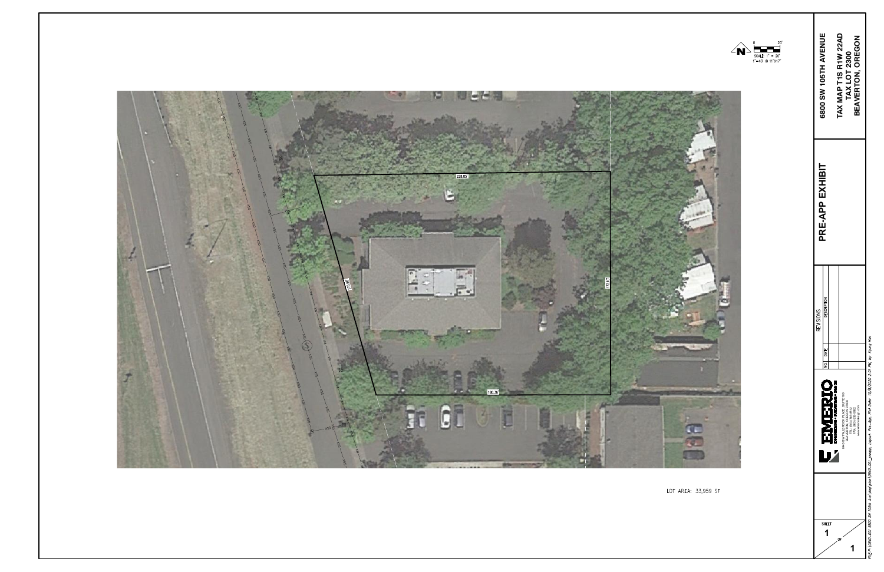# PRE-APP EXHIBIT

**6800 SW 105TH AVENUE**

**TAX MAP T1S R1W 22AD**
**TAX LOT 2300**
**BEAVERTON, OREGON**

SCALE 1" = 20'
1"=40' @ 11"X17"

228.05'

172.10'

176.95'

180.36'

LOT AREA: 33,959 SF

REVISIONS

| NO. | DATE | DESCRIPTION |
|---|---|---|
| | | |

EMERIO
DESIGN + ENGINEERING + SURVEYING

6445 SW FALLBROOK PLACE, SUITE 100
BEAVERTON, OREGON 97008
www.emeriodesign.com

SHEET 1 OF 1